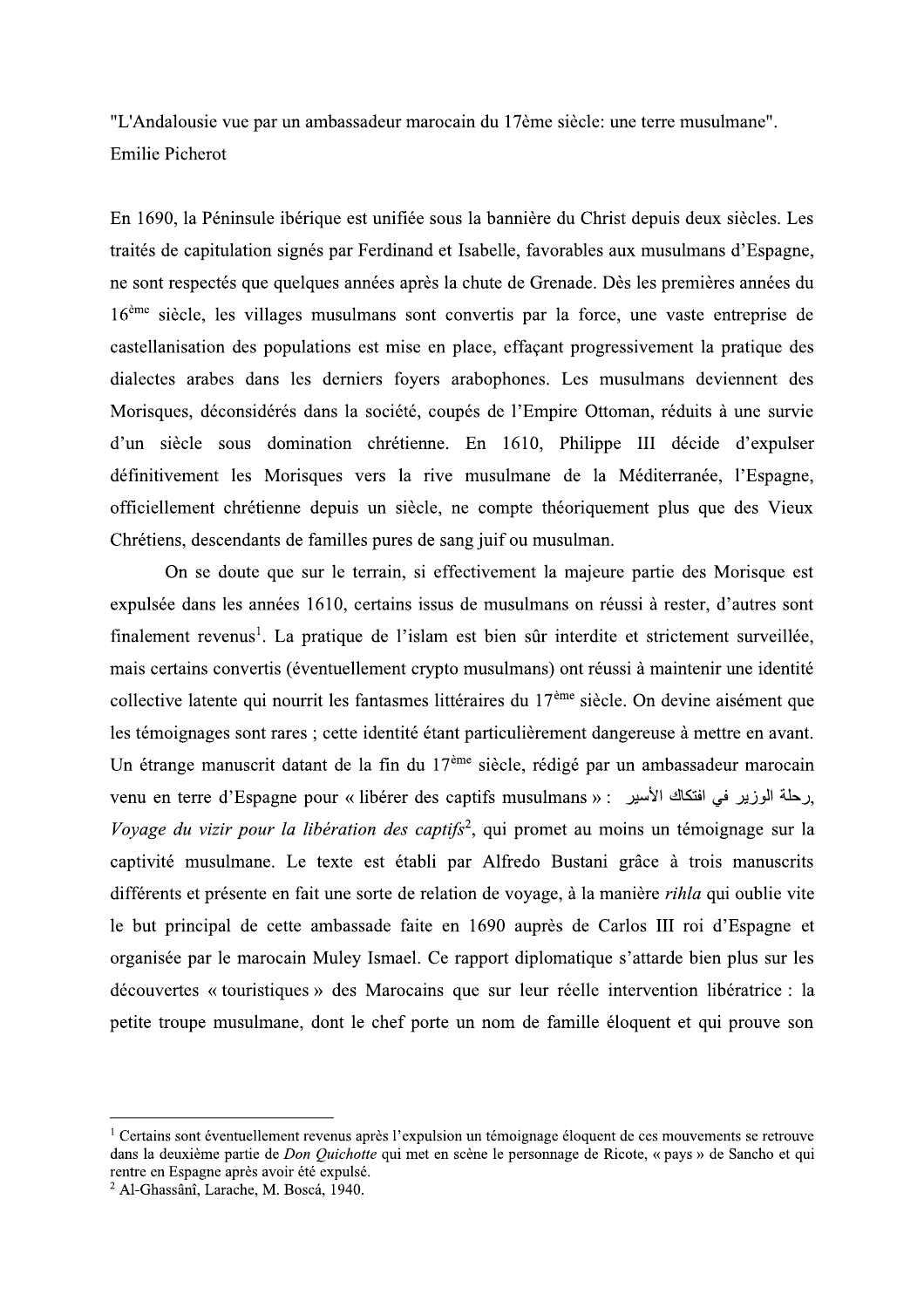"L'Andalousie vue par un ambassadeur marocain du 17ème siècle: une terre musulmane".
Emilie Picherot

En 1690, la Péninsule ibérique est unifiée sous la bannière du Christ depuis deux siècles. Les traités de capitulation signés par Ferdinand et Isabelle, favorables aux musulmans d'Espagne, ne sont respectés que quelques années après la chute de Grenade. Dès les premières années du 16ème siècle, les villages musulmans sont convertis par la force, une vaste entreprise de castellanisation des populations est mise en place, effaçant progressivement la pratique des dialectes arabes dans les derniers foyers arabophones. Les musulmans deviennent des Morisques, déconsidérés dans la société, coupés de l'Empire Ottoman, réduits à une survie d'un siècle sous domination chrétienne. En 1610, Philippe III décide d'expulser définitivement les Morisques vers la rive musulmane de la Méditerranée, l'Espagne, officiellement chrétienne depuis un siècle, ne compte théoriquement plus que des Vieux Chrétiens, descendants de familles pures de sang juif ou musulman.

On se doute que sur le terrain, si effectivement la majeure partie des Morisque est expulsée dans les années 1610, certains issus de musulmans on réussi à rester, d'autres sont finalement revenus[1]. La pratique de l'islam est bien sûr interdite et strictement surveillée, mais certains convertis (éventuellement crypto musulmans) ont réussi à maintenir une identité collective latente qui nourrit les fantasmes littéraires du 17ème siècle. On devine aisément que les témoignages sont rares ; cette identité étant particulièrement dangereuse à mettre en avant. Un étrange manuscrit datant de la fin du 17ème siècle, rédigé par un ambassadeur marocain venu en terre d'Espagne pour « libérer des captifs musulmans » : رحلة الوزير في افتكاك الأسير, *Voyage du vizir pour la libération des captifs*[2], qui promet au moins un témoignage sur la captivité musulmane. Le texte est établi par Alfredo Bustani grâce à trois manuscrits différents et présente en fait une sorte de relation de voyage, à la manière *rihla* qui oublie vite le but principal de cette ambassade faite en 1690 auprès de Carlos III roi d'Espagne et organisée par le marocain Muley Ismael. Ce rapport diplomatique s'attarde bien plus sur les découvertes « touristiques » des Marocains que sur leur réelle intervention libératrice : la petite troupe musulmane, dont le chef porte un nom de famille éloquent et qui prouve son

---

[1] Certains sont éventuellement revenus après l'expulsion un témoignage éloquent de ces mouvements se retrouve dans la deuxième partie de *Don Quichotte* qui met en scène le personnage de Ricote, « pays » de Sancho et qui rentre en Espagne après avoir été expulsé.

[2] Al-Ghassânî, Larache, M. Boscá, 1940.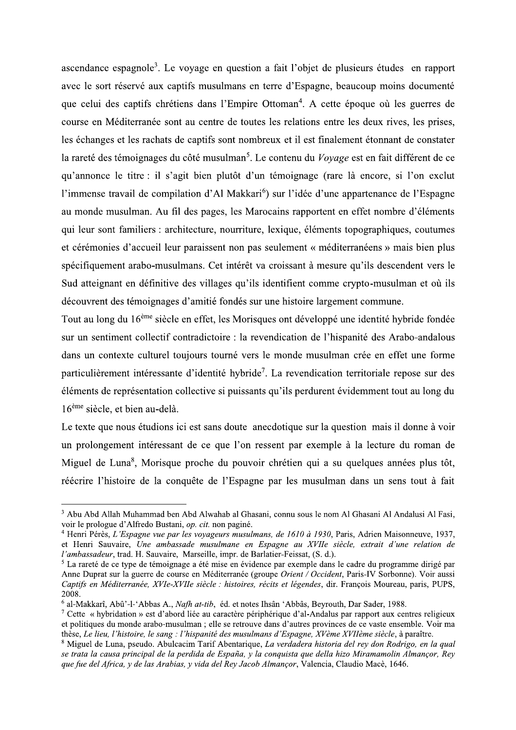ascendance espagnole[3]. Le voyage en question a fait l'objet de plusieurs études en rapport avec le sort réservé aux captifs musulmans en terre d'Espagne, beaucoup moins documenté que celui des captifs chrétiens dans l'Empire Ottoman[4]. A cette époque où les guerres de course en Méditerranée sont au centre de toutes les relations entre les deux rives, les prises, les échanges et les rachats de captifs sont nombreux et il est finalement étonnant de constater la rareté des témoignages du côté musulman[5]. Le contenu du *Voyage* est en fait différent de ce qu'annonce le titre : il s'agit bien plutôt d'un témoignage (rare là encore, si l'on exclut l'immense travail de compilation d'Al Makkari[6]) sur l'idée d'une appartenance de l'Espagne au monde musulman. Au fil des pages, les Marocains rapportent en effet nombre d'éléments qui leur sont familiers : architecture, nourriture, lexique, éléments topographiques, coutumes et cérémonies d'accueil leur paraissent non pas seulement « méditerranéens » mais bien plus spécifiquement arabo-musulmans. Cet intérêt va croissant à mesure qu'ils descendent vers le Sud atteignant en définitive des villages qu'ils identifient comme crypto-musulman et où ils découvrent des témoignages d'amitié fondés sur une histoire largement commune.

Tout au long du 16[ème] siècle en effet, les Morisques ont développé une identité hybride fondée sur un sentiment collectif contradictoire : la revendication de l'hispanité des Arabo-andalous dans un contexte culturel toujours tourné vers le monde musulman crée en effet une forme particulièrement intéressante d'identité hybride[7]. La revendication territoriale repose sur des éléments de représentation collective si puissants qu'ils perdurent évidemment tout au long du 16[ème] siècle, et bien au-delà.

Le texte que nous étudions ici est sans doute anecdotique sur la question mais il donne à voir un prolongement intéressant de ce que l'on ressent par exemple à la lecture du roman de Miguel de Luna[8], Morisque proche du pouvoir chrétien qui a su quelques années plus tôt, réécrire l'histoire de la conquête de l'Espagne par les musulman dans un sens tout à fait

---

[3] Abu Abd Allah Muhammad ben Abd Alwahab al Ghasani, connu sous le nom Al Ghasani Al Andalusi Al Fasi, voir le prologue d'Alfredo Bustani, *op. cit.* non paginé.

[4] Henri Pérès, *L'Espagne vue par les voyageurs musulmans, de 1610 à 1930*, Paris, Adrien Maisonneuve, 1937, et Henri Sauvaire, *Une ambassade musulmane en Espagne au XVIIe siècle, extrait d'une relation de l'ambassadeur*, trad. H. Sauvaire, Marseille, impr. de Barlatier-Feissat, (S. d.).

[5] La rareté de ce type de témoignage a été mise en évidence par exemple dans le cadre du programme dirigé par Anne Duprat sur la guerre de course en Méditerranée (groupe *Orient / Occident*, Paris-IV Sorbonne). Voir aussi *Captifs en Méditerranée, XVIe-XVIIe siècle : histoires, récits et légendes*, dir. François Moureau, paris, PUPS, 2008.

[6] al-Makkarî, Abû'-l-'Abbas A., *Nafh at-tib*, éd. et notes Ihsân 'Abbâs, Beyrouth, Dar Sader, 1988.

[7] Cette « hybridation » est d'abord liée au caractère périphérique d'al-Andalus par rapport aux centres religieux et politiques du monde arabo-musulman ; elle se retrouve dans d'autres provinces de ce vaste ensemble. Voir ma thèse, *Le lieu, l'histoire, le sang : l'hispanité des musulmans d'Espagne, XVème XVIIème siècle*, à paraître.

[8] Miguel de Luna, pseudo. Abulcacim Tarif Abentarique, *La verdadera historia del rey don Rodrigo, en la qual se trata la causa principal de la perdida de España, y la conquista que della hizo Miramamolin Almançor, Rey que fue del Africa, y de las Arabias, y vida del Rey Jacob Almançor*, Valencia, Claudio Macè, 1646.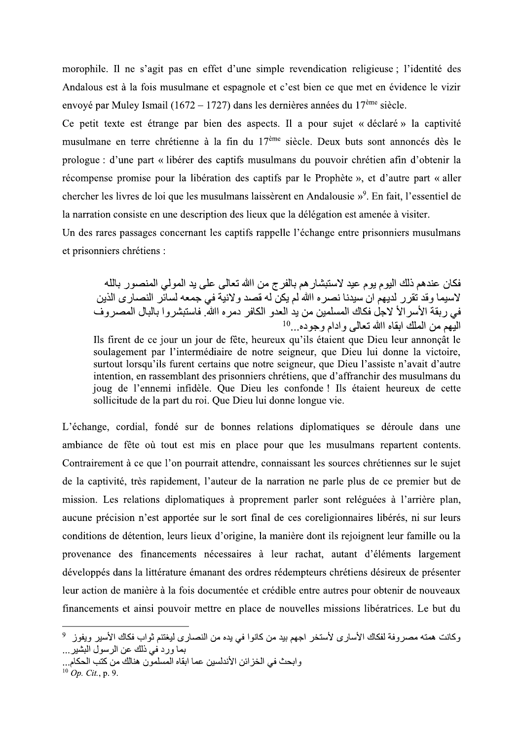morophile. Il ne s'agit pas en effet d'une simple revendication religieuse ; l'identité des Andalous est à la fois musulmane et espagnole et c'est bien ce que met en évidence le vizir envoyé par Muley Ismail (1672 – 1727) dans les dernières années du 17ème siècle.

Ce petit texte est étrange par bien des aspects. Il a pour sujet « déclaré » la captivité musulmane en terre chrétienne à la fin du 17ème siècle. Deux buts sont annoncés dès le prologue : d'une part « libérer des captifs musulmans du pouvoir chrétien afin d'obtenir la récompense promise pour la libération des captifs par le Prophète », et d'autre part « aller chercher les livres de loi que les musulmans laissèrent en Andalousie »[9]. En fait, l'essentiel de la narration consiste en une description des lieux que la délégation est amenée à visiter.

Un des rares passages concernant les captifs rappelle l'échange entre prisonniers musulmans et prisonniers chrétiens :

> فكان عندهم ذلك اليوم يوم عيد لاستبشارهم بالفرج من االله تعالى على يد المولي المنصور بالله لاسيما وقد تقرر لديهم ان سيدنا نصره االله لم يكن له قصد ولانية في جمعه لسائر النصارى الذين في ربقة الأسرالأ لاجل فكاك المسلمين من يد العدو الكافر دمره االله. فاستبشروا بالبال المصروف اليهم من الملك ابقاه االله تعالى وادام وجوده...[10]
>
> Ils firent de ce jour un jour de fête, heureux qu'ils étaient que Dieu leur annonçât le soulagement par l'intermédiaire de notre seigneur, que Dieu lui donne la victoire, surtout lorsqu'ils furent certains que notre seigneur, que Dieu l'assiste n'avait d'autre intention, en rassemblant des prisonniers chrétiens, que d'affranchir des musulmans du joug de l'ennemi infidèle. Que Dieu les confonde ! Ils étaient heureux de cette sollicitude de la part du roi. Que Dieu lui donne longue vie.

L'échange, cordial, fondé sur de bonnes relations diplomatiques se déroule dans une ambiance de fête où tout est mis en place pour que les musulmans repartent contents. Contrairement à ce que l'on pourrait attendre, connaissant les sources chrétiennes sur le sujet de la captivité, très rapidement, l'auteur de la narration ne parle plus de ce premier but de mission. Les relations diplomatiques à proprement parler sont reléguées à l'arrière plan, aucune précision n'est apportée sur le sort final de ces coreligionnaires libérés, ni sur leurs conditions de détention, leurs lieux d'origine, la manière dont ils rejoignent leur famille ou la provenance des financements nécessaires à leur rachat, autant d'éléments largement développés dans la littérature émanant des ordres rédempteurs chrétiens désireux de présenter leur action de manière à la fois documentée et crédible entre autres pour obtenir de nouveaux financements et ainsi pouvoir mettre en place de nouvelles missions libératrices. Le but du

---

[9] وكانت همته مصروفة لفكاك الأسارى لأستخر اجهم بيد من كانوا في يده من النصارى ليغتنم ثواب فكاك الأسير ويفوز بما ورد في ذلك عن الرسول البشير...
وابحث في الخزائن الأندلسين عما ابقاه المسلمون هنالك من كتب الحكام...

[10] *Op. Cit.*, p. 9.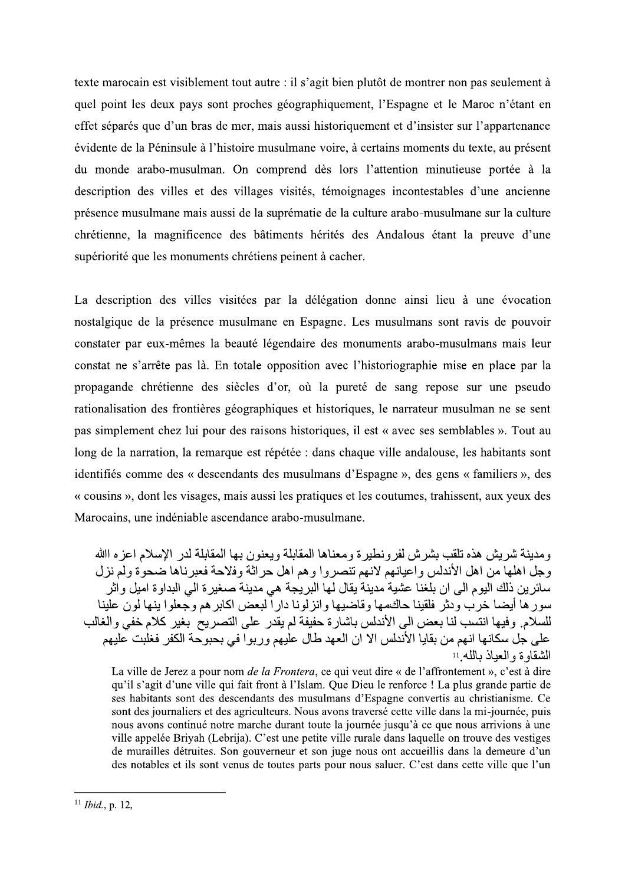texte marocain est visiblement tout autre : il s'agit bien plutôt de montrer non pas seulement à quel point les deux pays sont proches géographiquement, l'Espagne et le Maroc n'étant en effet séparés que d'un bras de mer, mais aussi historiquement et d'insister sur l'appartenance évidente de la Péninsule à l'histoire musulmane voire, à certains moments du texte, au présent du monde arabo-musulman. On comprend dès lors l'attention minutieuse portée à la description des villes et des villages visités, témoignages incontestables d'une ancienne présence musulmane mais aussi de la suprématie de la culture arabo-musulmane sur la culture chrétienne, la magnificence des bâtiments hérités des Andalous étant la preuve d'une supériorité que les monuments chrétiens peinent à cacher.

La description des villes visitées par la délégation donne ainsi lieu à une évocation nostalgique de la présence musulmane en Espagne. Les musulmans sont ravis de pouvoir constater par eux-mêmes la beauté légendaire des monuments arabo-musulmans mais leur constat ne s'arrête pas là. En totale opposition avec l'historiographie mise en place par la propagande chrétienne des siècles d'or, où la pureté de sang repose sur une pseudo rationalisation des frontières géographiques et historiques, le narrateur musulman ne se sent pas simplement chez lui pour des raisons historiques, il est « avec ses semblables ». Tout au long de la narration, la remarque est répétée : dans chaque ville andalouse, les habitants sont identifiés comme des « descendants des musulmans d'Espagne », des gens « familiers », des « cousins », dont les visages, mais aussi les pratiques et les coutumes, trahissent, aux yeux des Marocains, une indéniable ascendance arabo-musulmane.

ومدينة شريش هذه تلقب بشرش لفرونطيرة ومعناها المقابلة ويعنون بها المقابلة لدر الإسلام اعزه الله وجل اهلها من اهل الأندلس واعيانهم لانهم تنصروا وهم اهل حراثة وفلاحة فعبرناها ضحوة ولم نزل سائرين ذلك اليوم الى ان بلغنا عشية مدينة يقال لها البريجة هي مدينة صغيرة الي البداوة اميل واثر سورها أيضا خرب ودثر فلقينا حاكمها وقاضيها وانزلونا دارا لبعض اكابرهم وجعلوا ينها لون علينا للسلام. وفيها انتسب لنا بعض الى الأندلس باشارة حفيفة لم يقدر على التصريح بغير كلام خفي والغالب على جل سكانها انهم من بقايا الأندلس الا ان العهد طال عليهم وربوا في بحبوحة الكفر فغلبت عليهم الشقاوة والعياذ بالله.[11]

> La ville de Jerez a pour nom *de la Frontera*, ce qui veut dire « de l'affrontement », c'est à dire qu'il s'agit d'une ville qui fait front à l'Islam. Que Dieu le renforce ! La plus grande partie de ses habitants sont des descendants des musulmans d'Espagne convertis au christianisme. Ce sont des journaliers et des agriculteurs. Nous avons traversé cette ville dans la mi-journée, puis nous avons continué notre marche durant toute la journée jusqu'à ce que nous arrivions à une ville appelée Briyah (Lebrija). C'est une petite ville rurale dans laquelle on trouve des vestiges de murailles détruites. Son gouverneur et son juge nous ont accueillis dans la demeure d'un des notables et ils sont venus de toutes parts pour nous saluer. C'est dans cette ville que l'un

[11] *Ibid.*, p. 12,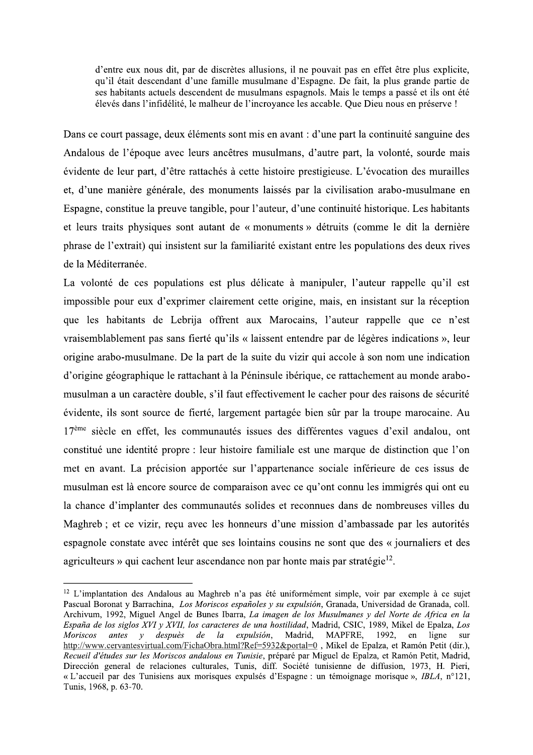> d'entre eux nous dit, par de discrètes allusions, il ne pouvait pas en effet être plus explicite, qu'il était descendant d'une famille musulmane d'Espagne. De fait, la plus grande partie de ses habitants actuels descendent de musulmans espagnols. Mais le temps a passé et ils ont été élevés dans l'infidélité, le malheur de l'incroyance les accable. Que Dieu nous en préserve !

Dans ce court passage, deux éléments sont mis en avant : d'une part la continuité sanguine des Andalous de l'époque avec leurs ancêtres musulmans, d'autre part, la volonté, sourde mais évidente de leur part, d'être rattachés à cette histoire prestigieuse. L'évocation des murailles et, d'une manière générale, des monuments laissés par la civilisation arabo-musulmane en Espagne, constitue la preuve tangible, pour l'auteur, d'une continuité historique. Les habitants et leurs traits physiques sont autant de « monuments » détruits (comme le dit la dernière phrase de l'extrait) qui insistent sur la familiarité existant entre les populations des deux rives de la Méditerranée.

La volonté de ces populations est plus délicate à manipuler, l'auteur rappelle qu'il est impossible pour eux d'exprimer clairement cette origine, mais, en insistant sur la réception que les habitants de Lebrija offrent aux Marocains, l'auteur rappelle que ce n'est vraisemblablement pas sans fierté qu'ils « laissent entendre par de légères indications », leur origine arabo-musulmane. De la part de la suite du vizir qui accole à son nom une indication d'origine géographique le rattachant à la Péninsule ibérique, ce rattachement au monde arabo-musulman a un caractère double, s'il faut effectivement le cacher pour des raisons de sécurité évidente, ils sont source de fierté, largement partagée bien sûr par la troupe marocaine. Au 17ème siècle en effet, les communautés issues des différentes vagues d'exil andalou, ont constitué une identité propre : leur histoire familiale est une marque de distinction que l'on met en avant. La précision apportée sur l'appartenance sociale inférieure de ces issus de musulman est là encore source de comparaison avec ce qu'ont connu les immigrés qui ont eu la chance d'implanter des communautés solides et reconnues dans de nombreuses villes du Maghreb ; et ce vizir, reçu avec les honneurs d'une mission d'ambassade par les autorités espagnole constate avec intérêt que ses lointains cousins ne sont que des « journaliers et des agriculteurs » qui cachent leur ascendance non par honte mais par stratégie[12].

---

[12] L'implantation des Andalous au Maghreb n'a pas été uniformément simple, voir par exemple à ce sujet Pascual Boronat y Barrachina, *Los Moriscos españoles y su expulsión*, Granada, Universidad de Granada, coll. Archivum, 1992, Miguel Angel de Bunes Ibarra, *La imagen de los Musulmanes y del Norte de Africa en la España de los siglos XVI y XVII, los caracteres de una hostilidad*, Madrid, CSIC, 1989, Mikel de Epalza, *Los Moriscos antes y despuès de la expulsión*, Madrid, MAPFRE, 1992, en ligne sur http://www.cervantesvirtual.com/FichaObra.html?Ref=5932&portal=0 , Mikel de Epalza, et Ramón Petit (dir.), *Recueil d'études sur les Moriscos andalous en Tunisie*, préparé par Miguel de Epalza, et Ramón Petit, Madrid, Dirección general de relaciones culturales, Tunis, diff. Société tunisienne de diffusion, 1973, H. Pieri, « L'accueil par des Tunisiens aux morisques expulsés d'Espagne : un témoignage morisque », *IBLA*, n°121, Tunis, 1968, p. 63-70.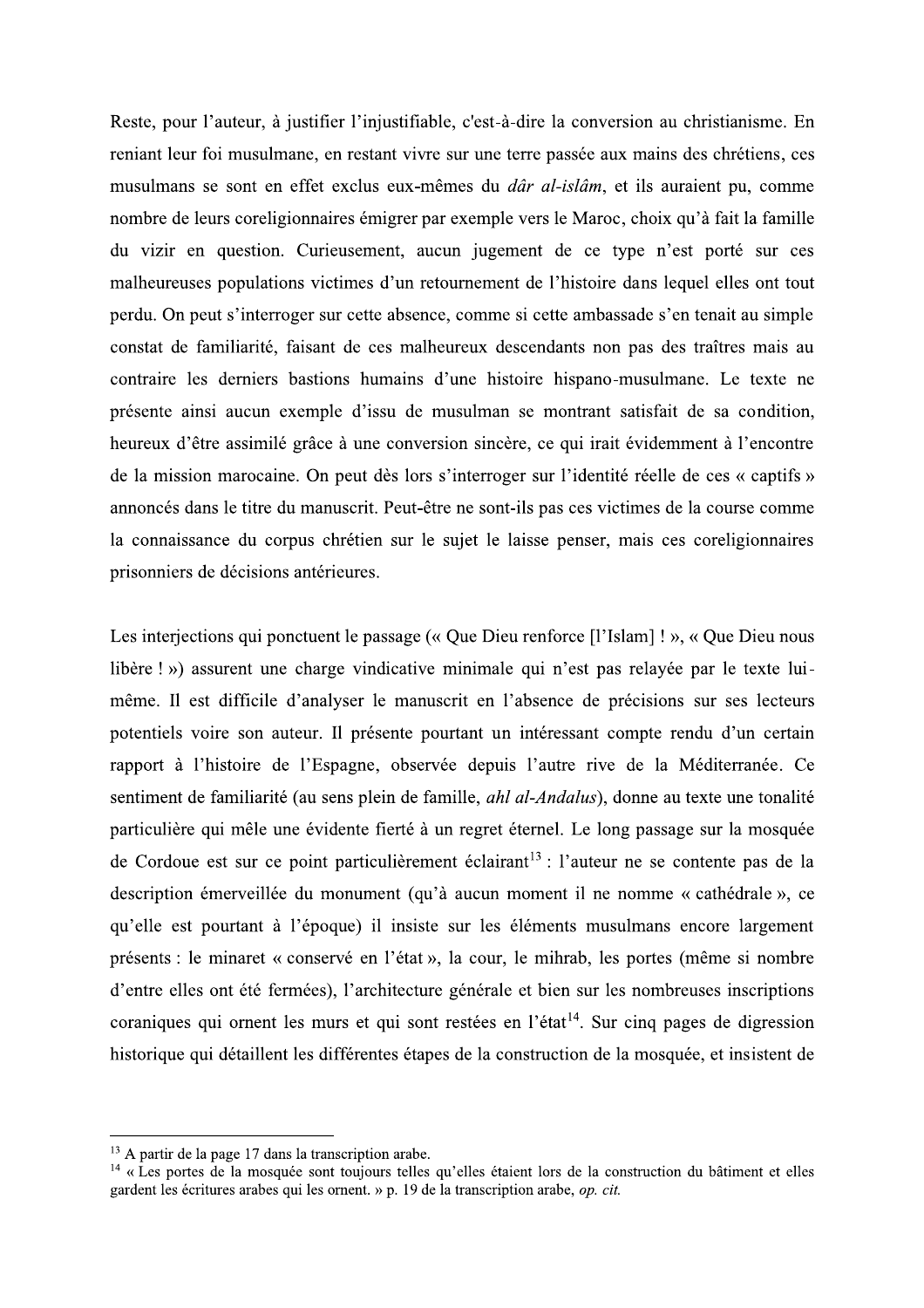Reste, pour l'auteur, à justifier l'injustifiable, c'est-à-dire la conversion au christianisme. En reniant leur foi musulmane, en restant vivre sur une terre passée aux mains des chrétiens, ces musulmans se sont en effet exclus eux-mêmes du *dâr al-islâm*, et ils auraient pu, comme nombre de leurs coreligionnaires émigrer par exemple vers le Maroc, choix qu'à fait la famille du vizir en question. Curieusement, aucun jugement de ce type n'est porté sur ces malheureuses populations victimes d'un retournement de l'histoire dans lequel elles ont tout perdu. On peut s'interroger sur cette absence, comme si cette ambassade s'en tenait au simple constat de familiarité, faisant de ces malheureux descendants non pas des traîtres mais au contraire les derniers bastions humains d'une histoire hispano-musulmane. Le texte ne présente ainsi aucun exemple d'issu de musulman se montrant satisfait de sa condition, heureux d'être assimilé grâce à une conversion sincère, ce qui irait évidemment à l'encontre de la mission marocaine. On peut dès lors s'interroger sur l'identité réelle de ces « captifs » annoncés dans le titre du manuscrit. Peut-être ne sont-ils pas ces victimes de la course comme la connaissance du corpus chrétien sur le sujet le laisse penser, mais ces coreligionnaires prisonniers de décisions antérieures.

Les interjections qui ponctuent le passage (« Que Dieu renforce [l'Islam] ! », « Que Dieu nous libère ! ») assurent une charge vindicative minimale qui n'est pas relayée par le texte lui-même. Il est difficile d'analyser le manuscrit en l'absence de précisions sur ses lecteurs potentiels voire son auteur. Il présente pourtant un intéressant compte rendu d'un certain rapport à l'histoire de l'Espagne, observée depuis l'autre rive de la Méditerranée. Ce sentiment de familiarité (au sens plein de famille, *ahl al-Andalus*), donne au texte une tonalité particulière qui mêle une évidente fierté à un regret éternel. Le long passage sur la mosquée de Cordoue est sur ce point particulièrement éclairant[13] : l'auteur ne se contente pas de la description émerveillée du monument (qu'à aucun moment il ne nomme « cathédrale », ce qu'elle est pourtant à l'époque) il insiste sur les éléments musulmans encore largement présents : le minaret « conservé en l'état », la cour, le mihrab, les portes (même si nombre d'entre elles ont été fermées), l'architecture générale et bien sur les nombreuses inscriptions coraniques qui ornent les murs et qui sont restées en l'état[14]. Sur cinq pages de digression historique qui détaillent les différentes étapes de la construction de la mosquée, et insistent de

---

[13] A partir de la page 17 dans la transcription arabe.

[14] « Les portes de la mosquée sont toujours telles qu'elles étaient lors de la construction du bâtiment et elles gardent les écritures arabes qui les ornent. » p. 19 de la transcription arabe, *op. cit.*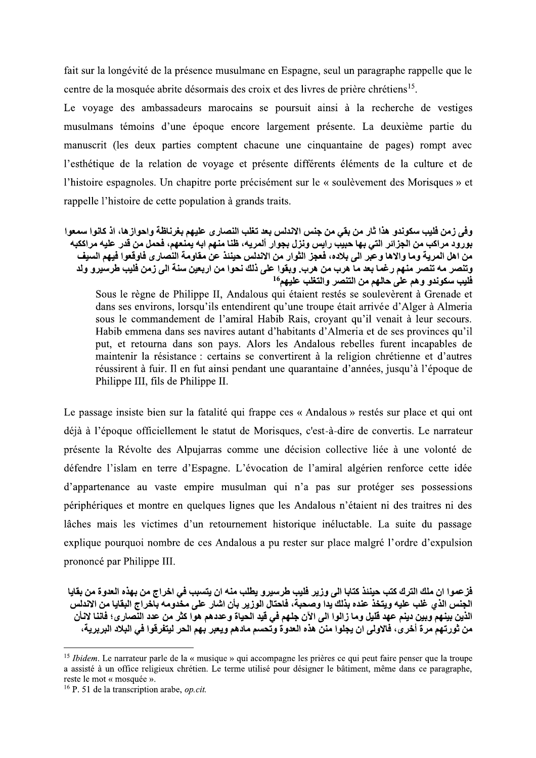fait sur la longévité de la présence musulmane en Espagne, seul un paragraphe rappelle que le centre de la mosquée abrite désormais des croix et des livres de prière chrétiens[15].

Le voyage des ambassadeurs marocains se poursuit ainsi à la recherche de vestiges musulmans témoins d'une époque encore largement présente. La deuxième partie du manuscrit (les deux parties comptent chacune une cinquantaine de pages) rompt avec l'esthétique de la relation de voyage et présente différents éléments de la culture et de l'histoire espagnoles. Un chapitre porte précisément sur le « soulèvement des Morisques » et rappelle l'histoire de cette population à grands traits.

**وفى زمن فليب سكوندو هذا ثار من بقي من جنس الاندلس بعد تغلب النصارى عليهم بغرناطة واحوازها، اذ كانوا سمعوا بورود مراكب من الجزائر التي بها حبيب رايس ونزل بجوار ألمريه، ظنا منهم ايه يمنعهم، فحمل من قدر عليه مراككبه من اهل المرية وما والاها وعبر الى بلاده، فعجز الثوار من الاندلس حينئذ عن مقاومة النصارى فاوقعوا فيهم السيف وتنصر مه تنصر منهم رغما بعد ما هرب من هرب. وبقوا على ذلك نحوا من اربعين سنة الى زمن فليب طرسيرو ولد فليب سكوندو وهم على حالهم من التنصر والتغلب عليهم[16]**

> Sous le règne de Philippe II, Andalous qui étaient restés se soulevèrent à Grenade et dans ses environs, lorsqu'ils entendirent qu'une troupe était arrivée d'Alger à Almeria sous le commandement de l'amiral Habib Rais, croyant qu'il venait à leur secours. Habib emmena dans ses navires autant d'habitants d'Almeria et de ses provinces qu'il put, et retourna dans son pays. Alors les Andalous rebelles furent incapables de maintenir la résistance : certains se convertirent à la religion chrétienne et d'autres réussirent à fuir. Il en fut ainsi pendant une quarantaine d'années, jusqu'à l'époque de Philippe III, fils de Philippe II.

Le passage insiste bien sur la fatalité qui frappe ces « Andalous » restés sur place et qui ont déjà à l'époque officiellement le statut de Morisques, c'est-à-dire de convertis. Le narrateur présente la Révolte des Alpujarras comme une décision collective liée à une volonté de défendre l'islam en terre d'Espagne. L'évocation de l'amiral algérien renforce cette idée d'appartenance au vaste empire musulman qui n'a pas sur protéger ses possessions périphériques et montre en quelques lignes que les Andalous n'étaient ni des traitres ni des lâches mais les victimes d'un retournement historique inéluctable. La suite du passage explique pourquoi nombre de ces Andalous a pu rester sur place malgré l'ordre d'expulsion prononcé par Philippe III.

**فزعموا ان ملك الترك كتب حينئذ كتابا الى وزير فليب طرسيرو يطلب منه ان يتسبب في اخراج من بهذه العدوة من بقايا الجنس الذي غلب عليه ويتخذ عنده بذلك يدا وصحبة، فاحتال الوزير بأن اشار على مخدومه باخراج البقايا من الاندلس الذين بينهم وبين دينم عهد قليل وما زالوا الى الآن جلهم في قيد الحياة وعددهم هوا كثر من عدد النصارى؛ فاننا لانأن من ثورتهم مرة أخرى، فالاولى ان يجلوا منن هذه العدوة وتحسم مادهم ويعبر بهم الحر ليتفرقوا في البلاد البربرية،**

---

[15] *Ibidem*. Le narrateur parle de la « musique » qui accompagne les prières ce qui peut faire penser que la troupe a assisté à un office religieux chrétien. Le terme utilisé pour désigner le bâtiment, même dans ce paragraphe, reste le mot « mosquée ».

[16] P. 51 de la transcription arabe, *op.cit.*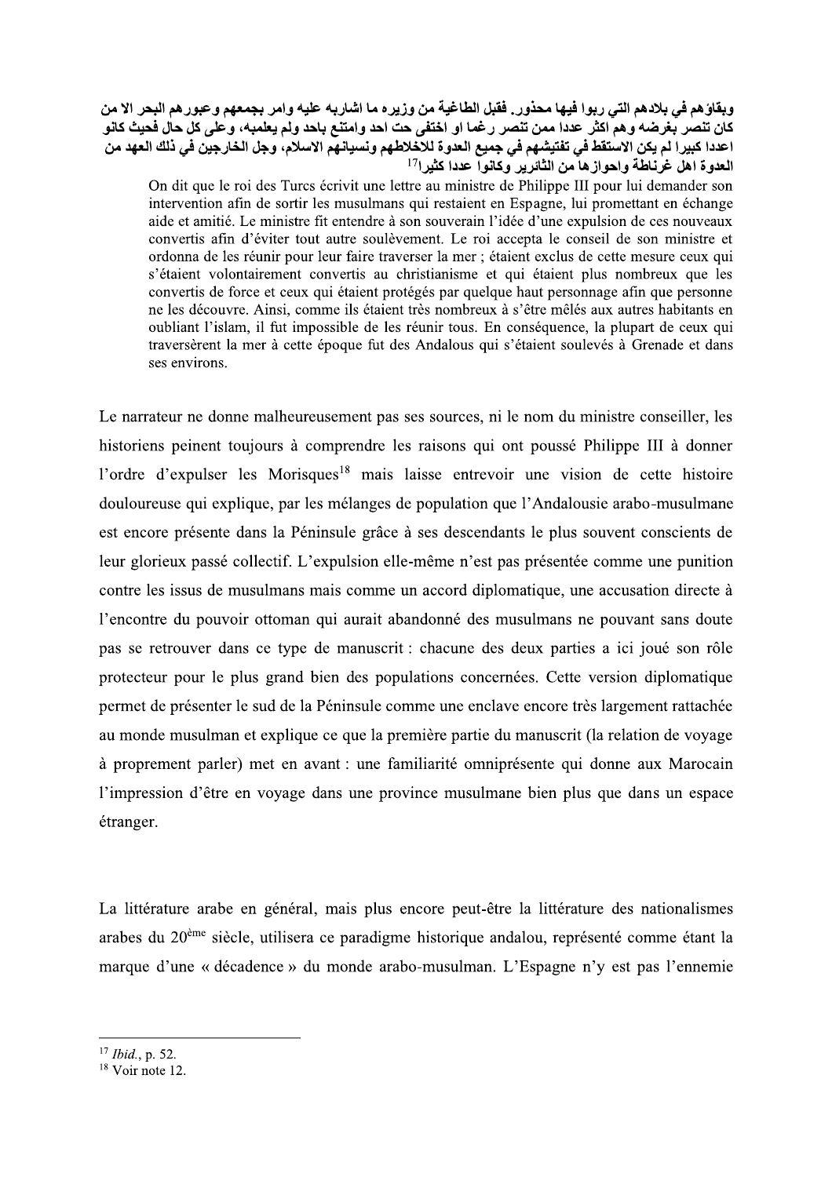وبقاؤهم في بلادهم التي ربوا فيها محذور. فقبل الطاغية من وزيره ما اشاربه عليه وامر بجمعهم وعبورهم البحر الا من كان تنصر بغرضه وهم اكثر عددا ممن تنصر رغما او اختفى حت احد وامتنع باحد ولم يعلمبه، وعلى كل حال فحيث كانو اعددا كبيرا لم يكن الاستقط في تفتيشهم في جميع العدوة للاخلاطهم ونسيانهم الاسلام، وجل الخارجين في ذلك العهد من العدوة اهل غرناطة واحوازها من الثائرير وكانوا عددا كثيرا[17]

> On dit que le roi des Turcs écrivit une lettre au ministre de Philippe III pour lui demander son intervention afin de sortir les musulmans qui restaient en Espagne, lui promettant en échange aide et amitié. Le ministre fit entendre à son souverain l'idée d'une expulsion de ces nouveaux convertis afin d'éviter tout autre soulèvement. Le roi accepta le conseil de son ministre et ordonna de les réunir pour leur faire traverser la mer ; étaient exclus de cette mesure ceux qui s'étaient volontairement convertis au christianisme et qui étaient plus nombreux que les convertis de force et ceux qui étaient protégés par quelque haut personnage afin que personne ne les découvre. Ainsi, comme ils étaient très nombreux à s'être mêlés aux autres habitants en oubliant l'islam, il fut impossible de les réunir tous. En conséquence, la plupart de ceux qui traversèrent la mer à cette époque fut des Andalous qui s'étaient soulevés à Grenade et dans ses environs.

Le narrateur ne donne malheureusement pas ses sources, ni le nom du ministre conseiller, les historiens peinent toujours à comprendre les raisons qui ont poussé Philippe III à donner l'ordre d'expulser les Morisques[18] mais laisse entrevoir une vision de cette histoire douloureuse qui explique, par les mélanges de population que l'Andalousie arabo-musulmane est encore présente dans la Péninsule grâce à ses descendants le plus souvent conscients de leur glorieux passé collectif. L'expulsion elle-même n'est pas présentée comme une punition contre les issus de musulmans mais comme un accord diplomatique, une accusation directe à l'encontre du pouvoir ottoman qui aurait abandonné des musulmans ne pouvant sans doute pas se retrouver dans ce type de manuscrit : chacune des deux parties a ici joué son rôle protecteur pour le plus grand bien des populations concernées. Cette version diplomatique permet de présenter le sud de la Péninsule comme une enclave encore très largement rattachée au monde musulman et explique ce que la première partie du manuscrit (la relation de voyage à proprement parler) met en avant : une familiarité omniprésente qui donne aux Marocain l'impression d'être en voyage dans une province musulmane bien plus que dans un espace étranger.

La littérature arabe en général, mais plus encore peut-être la littérature des nationalismes arabes du 20ème siècle, utilisera ce paradigme historique andalou, représenté comme étant la marque d'une « décadence » du monde arabo-musulman. L'Espagne n'y est pas l'ennemie

---

[17] *Ibid.*, p. 52.

[18] Voir note 12.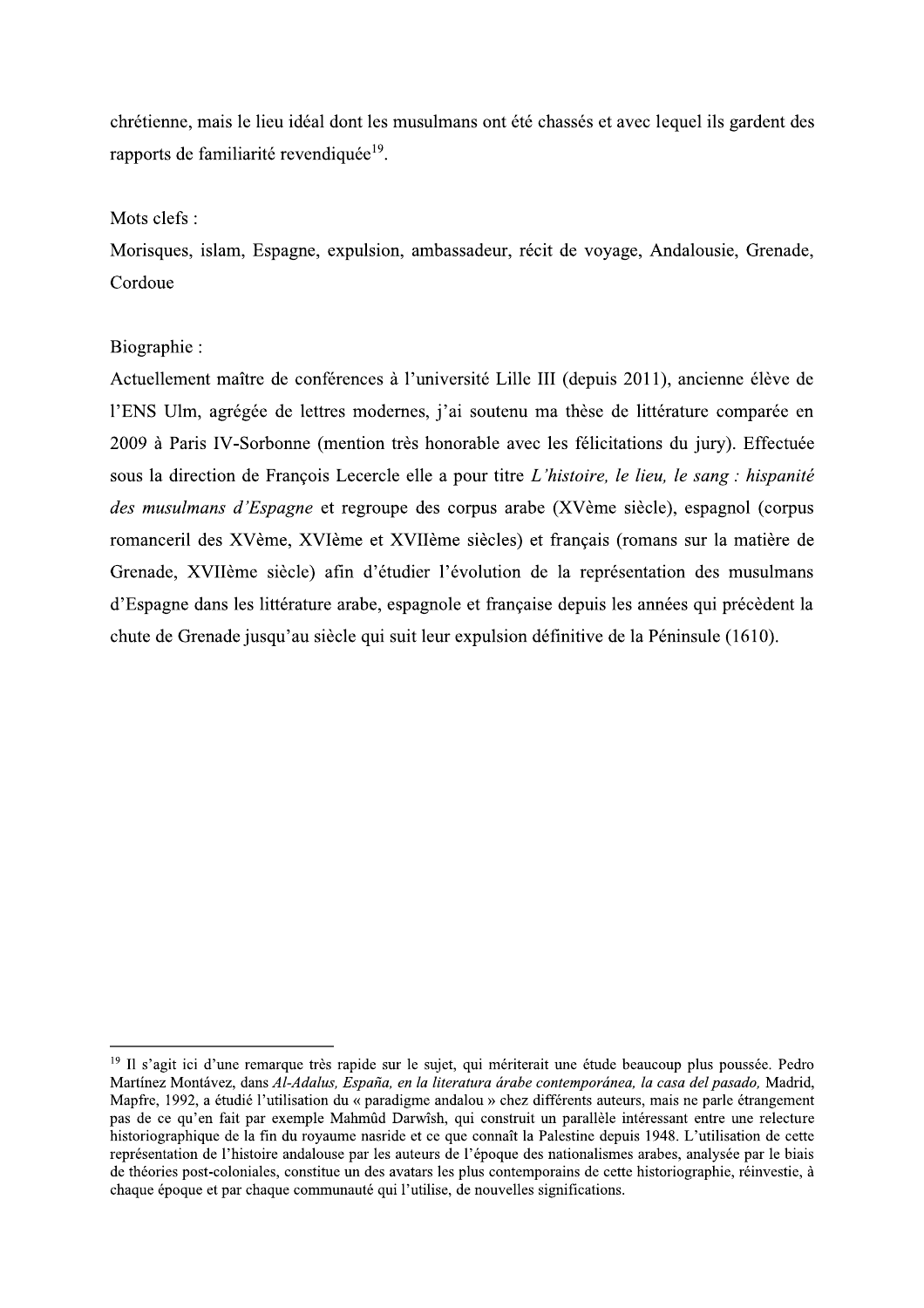chrétienne, mais le lieu idéal dont les musulmans ont été chassés et avec lequel ils gardent des rapports de familiarité revendiquée[19].

Mots clefs :

Morisques, islam, Espagne, expulsion, ambassadeur, récit de voyage, Andalousie, Grenade, Cordoue

Biographie :

Actuellement maître de conférences à l'université Lille III (depuis 2011), ancienne élève de l'ENS Ulm, agrégée de lettres modernes, j'ai soutenu ma thèse de littérature comparée en 2009 à Paris IV-Sorbonne (mention très honorable avec les félicitations du jury). Effectuée sous la direction de François Lecercle elle a pour titre *L'histoire, le lieu, le sang : hispanité des musulmans d'Espagne* et regroupe des corpus arabe (XVème siècle), espagnol (corpus romanceril des XVème, XVIème et XVIIème siècles) et français (romans sur la matière de Grenade, XVIIème siècle) afin d'étudier l'évolution de la représentation des musulmans d'Espagne dans les littérature arabe, espagnole et française depuis les années qui précèdent la chute de Grenade jusqu'au siècle qui suit leur expulsion définitive de la Péninsule (1610).

---

[19] Il s'agit ici d'une remarque très rapide sur le sujet, qui mériterait une étude beaucoup plus poussée. Pedro Martínez Montávez, dans *Al-Adalus, España, en la literatura árabe contemporánea, la casa del pasado,* Madrid, Mapfre, 1992, a étudié l'utilisation du « paradigme andalou » chez différents auteurs, mais ne parle étrangement pas de ce qu'en fait par exemple Mahmûd Darwîsh, qui construit un parallèle intéressant entre une relecture historiographique de la fin du royaume nasride et ce que connaît la Palestine depuis 1948. L'utilisation de cette représentation de l'histoire andalouse par les auteurs de l'époque des nationalismes arabes, analysée par le biais de théories post-coloniales, constitue un des avatars les plus contemporains de cette historiographie, réinvestie, à chaque époque et par chaque communauté qui l'utilise, de nouvelles significations.